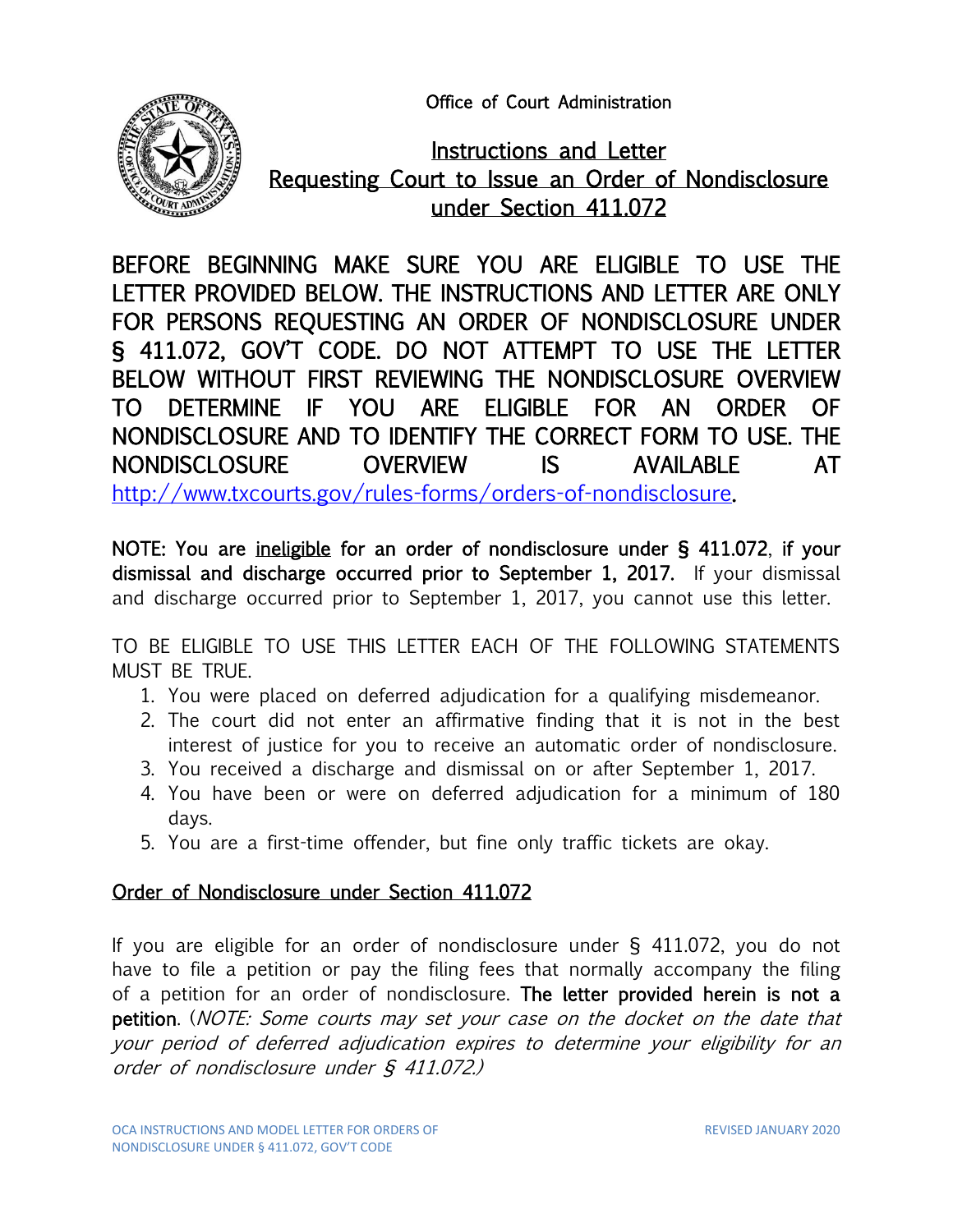Office of Court Administration

# Instructions and Letter Requesting Court to Issue an Order of Nondisclosure under Section 411.072

**BEFORE BEGINNING MAKE SURE YOU ARE ELIGIBLE TO USE THE LETTER PROVIDED BELOW. THE INSTRUCTIONS AND LETTER ARE ONLY FOR PERSONS REQUESTING AN ORDER OF NONDISCLOSURE UNDER § 411.072, GOV'T CODE. DO NOT ATTEMPT TO USE THE LETTER BELOW WITHOUT FIRST REVIEWING THE NONDISCLOSURE OVERVIEW TO DETERMINE IF YOU ARE ELIGIBLE FOR AN ORDER OF NONDISCLOSURE AND TO IDENTIFY THE CORRECT FORM TO USE. THE NONDISCLOSURE OVERVIEW IS AVAILABLE AT [http://www.txcourts.gov/rules-forms/orders-of-nondisclosure](http://www.txcourts.gov/rules-forms/orders-of-nondisclosure).**

**NOTE: You are ineligible for an order of nondisclosure under § 411.072, if your dismissal and discharge occurred prior to September 1, 2017.** If your dismissal and discharge occurred prior to September 1, 2017, you cannot use this letter.

TO BE ELIGIBLE TO USE THIS LETTER EACH OF THE FOLLOWING STATEMENTS MUST BE TRUE.

1. You were placed on deferred adjudication for a qualifying misdemeanor.
2. The court did not enter an affirmative finding that it is not in the best interest of justice for you to receive an automatic order of nondisclosure.
3. You received a discharge and dismissal on or after September 1, 2017.
4. You have been or were on deferred adjudication for a minimum of 180 days.
5. You are a first-time offender, but fine only traffic tickets are okay.

## Order of Nondisclosure under Section 411.072

If you are eligible for an order of nondisclosure under § 411.072, you do not have to file a petition or pay the filing fees that normally accompany the filing of a petition for an order of nondisclosure. **The letter provided herein is not a petition**. (*NOTE: Some courts may set your case on the docket on the date that your period of deferred adjudication expires to determine your eligibility for an order of nondisclosure under § 411.072.*)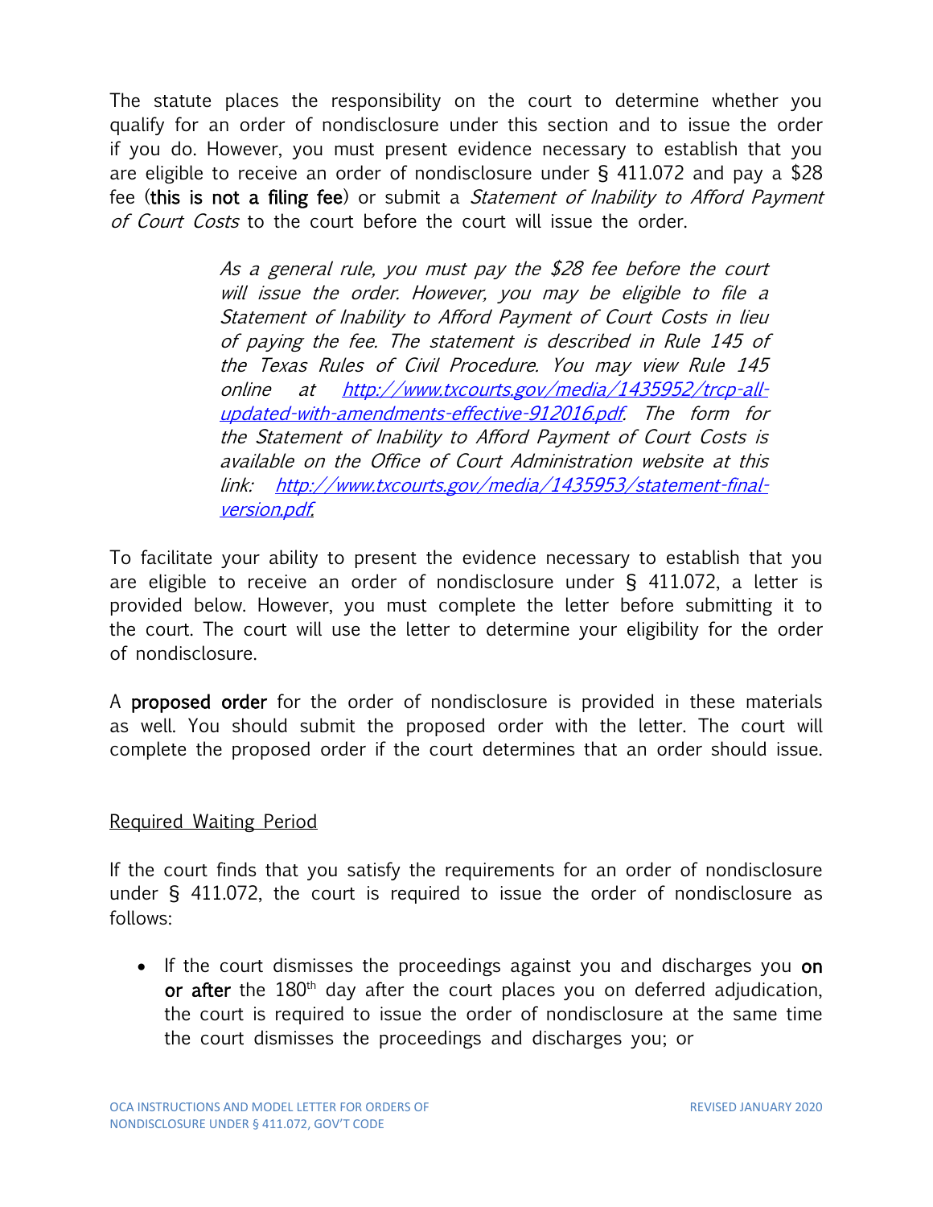The statute places the responsibility on the court to determine whether you qualify for an order of nondisclosure under this section and to issue the order if you do. However, you must present evidence necessary to establish that you are eligible to receive an order of nondisclosure under § 411.072 and pay a $28 fee (**this is not a filing fee**) or submit a *Statement of Inability to Afford Payment of Court Costs* to the court before the court will issue the order.

> *As a general rule, you must pay the $28 fee before the court will issue the order. However, you may be eligible to file a Statement of Inability to Afford Payment of Court Costs in lieu of paying the fee. The statement is described in Rule 145 of the Texas Rules of Civil Procedure. You may view Rule 145 online at [http://www.txcourts.gov/media/1435952/trcp-all-updated-with-amendments-effective-912016.pdf](http://www.txcourts.gov/media/1435952/trcp-all-updated-with-amendments-effective-912016.pdf). The form for the Statement of Inability to Afford Payment of Court Costs is available on the Office of Court Administration website at this link: [http://www.txcourts.gov/media/1435953/statement-final-version.pdf](http://www.txcourts.gov/media/1435953/statement-final-version.pdf).*

To facilitate your ability to present the evidence necessary to establish that you are eligible to receive an order of nondisclosure under § 411.072, a letter is provided below. However, you must complete the letter before submitting it to the court. The court will use the letter to determine your eligibility for the order of nondisclosure.

A **proposed order** for the order of nondisclosure is provided in these materials as well. You should submit the proposed order with the letter. The court will complete the proposed order if the court determines that an order should issue.

<u>Required Waiting Period</u>

If the court finds that you satisfy the requirements for an order of nondisclosure under § 411.072, the court is required to issue the order of nondisclosure as follows:

- If the court dismisses the proceedings against you and discharges you **on or after** the 180th day after the court places you on deferred adjudication, the court is required to issue the order of nondisclosure at the same time the court dismisses the proceedings and discharges you; or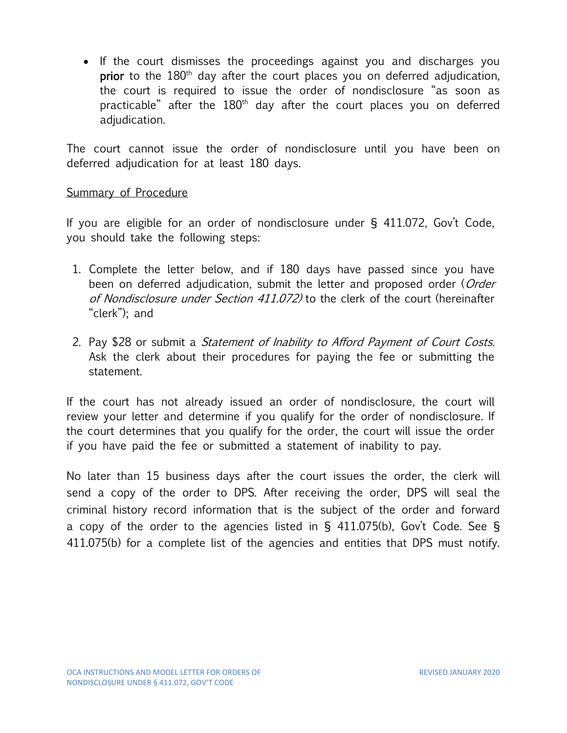- If the court dismisses the proceedings against you and discharges you **prior** to the 180th day after the court places you on deferred adjudication, the court is required to issue the order of nondisclosure "as soon as practicable" after the 180th day after the court places you on deferred adjudication.

The court cannot issue the order of nondisclosure until you have been on deferred adjudication for at least 180 days.

Summary of Procedure

If you are eligible for an order of nondisclosure under § 411.072, Gov't Code, you should take the following steps:

1. Complete the letter below, and if 180 days have passed since you have been on deferred adjudication, submit the letter and proposed order (*Order of Nondisclosure under Section 411.072)* to the clerk of the court (hereinafter "clerk"); and

2. Pay $28 or submit a *Statement of Inability to Afford Payment of Court Costs.* Ask the clerk about their procedures for paying the fee or submitting the statement.

If the court has not already issued an order of nondisclosure, the court will review your letter and determine if you qualify for the order of nondisclosure. If the court determines that you qualify for the order, the court will issue the order if you have paid the fee or submitted a statement of inability to pay.

No later than 15 business days after the court issues the order, the clerk will send a copy of the order to DPS. After receiving the order, DPS will seal the criminal history record information that is the subject of the order and forward a copy of the order to the agencies listed in § 411.075(b), Gov't Code. See § 411.075(b) for a complete list of the agencies and entities that DPS must notify.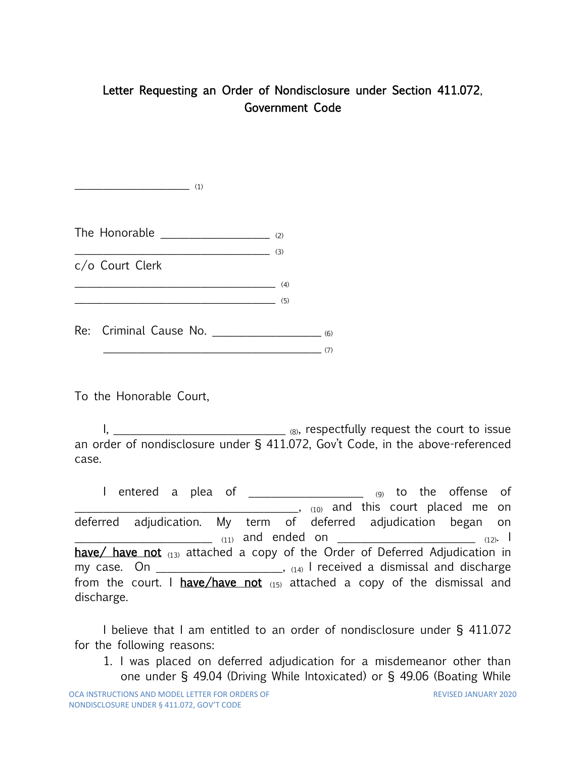## Letter Requesting an Order of Nondisclosure under Section 411.072, Government Code

____________________ (1)

The Honorable ________________ (2)
______________________________ (3)
c/o Court Clerk
______________________________ (4)
______________________________ (5)

Re: Criminal Cause No. ________________ (6)
______________________________ (7)

To the Honorable Court,

I, __________________________ (8), respectfully request the court to issue an order of nondisclosure under § 411.072, Gov't Code, in the above-referenced case.

I entered a plea of ________________ (9) to the offense of ______________________________, (10) and this court placed me on deferred adjudication. My term of deferred adjudication began on ____________________ (11) and ended on ____________________ (12). I **have/ have not** (13) attached a copy of the Order of Deferred Adjudication in my case. On ____________________, (14) I received a dismissal and discharge from the court. I **have/have not** (15) attached a copy of the dismissal and discharge.

I believe that I am entitled to an order of nondisclosure under § 411.072 for the following reasons:

1. I was placed on deferred adjudication for a misdemeanor other than one under § 49.04 (Driving While Intoxicated) or § 49.06 (Boating While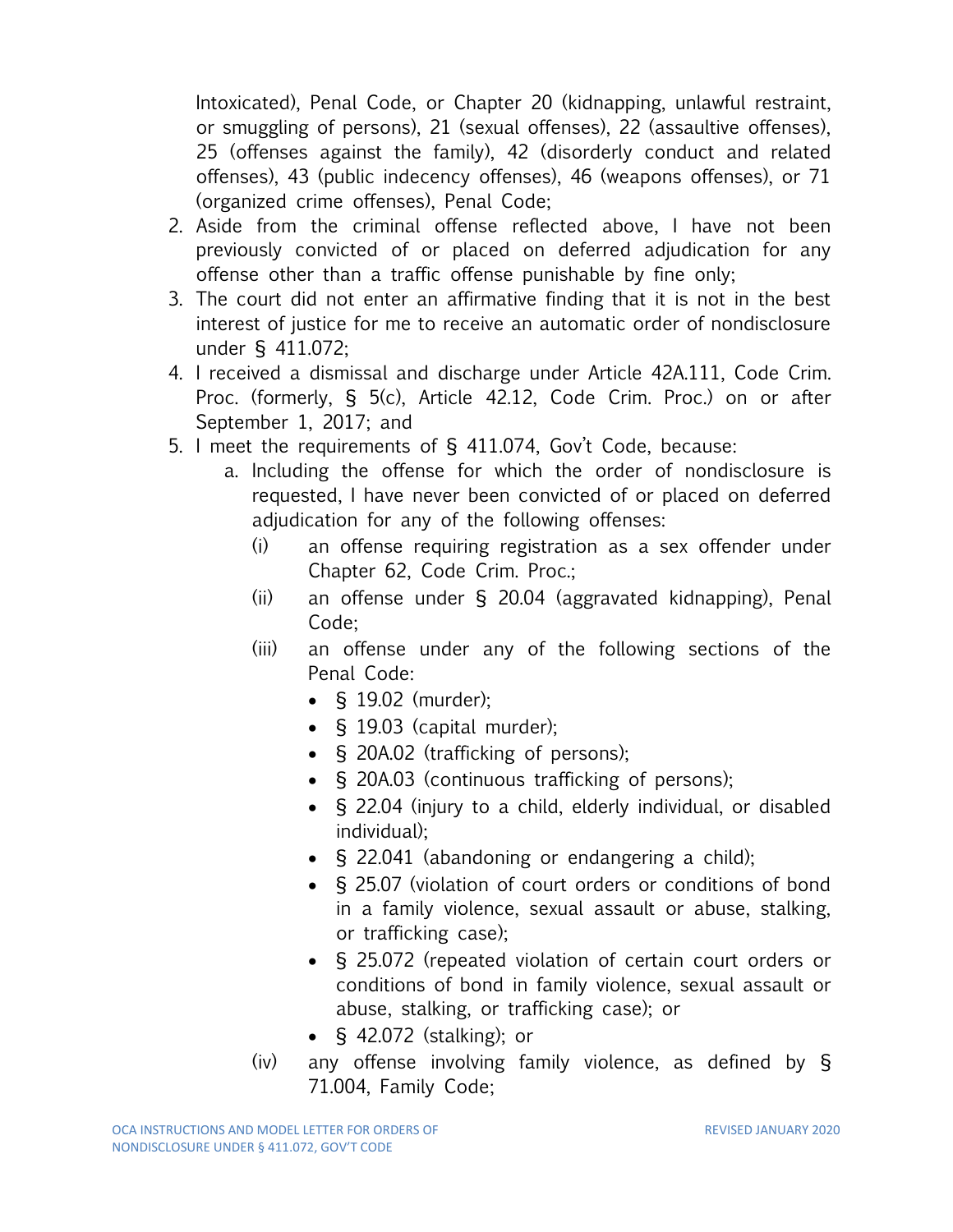Intoxicated), Penal Code, or Chapter 20 (kidnapping, unlawful restraint, or smuggling of persons), 21 (sexual offenses), 22 (assaultive offenses), 25 (offenses against the family), 42 (disorderly conduct and related offenses), 43 (public indecency offenses), 46 (weapons offenses), or 71 (organized crime offenses), Penal Code;

2. Aside from the criminal offense reflected above, I have not been previously convicted of or placed on deferred adjudication for any offense other than a traffic offense punishable by fine only;
3. The court did not enter an affirmative finding that it is not in the best interest of justice for me to receive an automatic order of nondisclosure under § 411.072;
4. I received a dismissal and discharge under Article 42A.111, Code Crim. Proc. (formerly, § 5(c), Article 42.12, Code Crim. Proc.) on or after September 1, 2017; and
5. I meet the requirements of § 411.074, Gov't Code, because:
    a. Including the offense for which the order of nondisclosure is requested, I have never been convicted of or placed on deferred adjudication for any of the following offenses:
        (i) an offense requiring registration as a sex offender under Chapter 62, Code Crim. Proc.;
        (ii) an offense under § 20.04 (aggravated kidnapping), Penal Code;
        (iii) an offense under any of the following sections of the Penal Code:
            - § 19.02 (murder);
            - § 19.03 (capital murder);
            - § 20A.02 (trafficking of persons);
            - § 20A.03 (continuous trafficking of persons);
            - § 22.04 (injury to a child, elderly individual, or disabled individual);
            - § 22.041 (abandoning or endangering a child);
            - § 25.07 (violation of court orders or conditions of bond in a family violence, sexual assault or abuse, stalking, or trafficking case);
            - § 25.072 (repeated violation of certain court orders or conditions of bond in family violence, sexual assault or abuse, stalking, or trafficking case); or
            - § 42.072 (stalking); or
        (iv) any offense involving family violence, as defined by § 71.004, Family Code;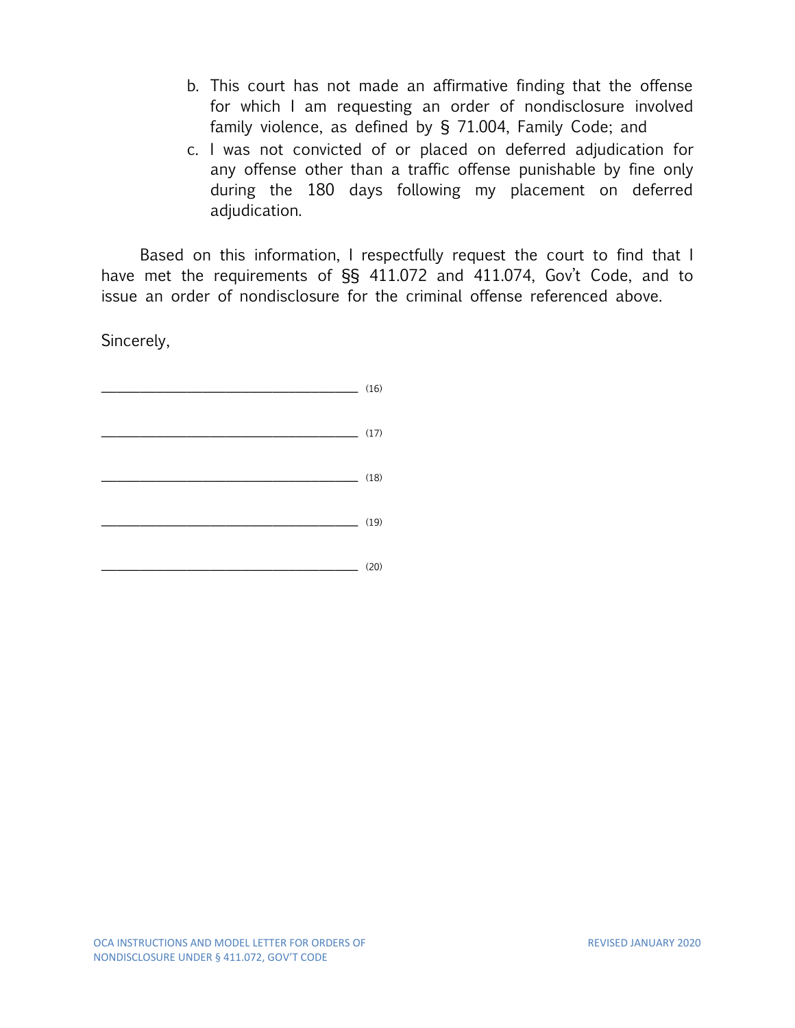b. This court has not made an affirmative finding that the offense for which I am requesting an order of nondisclosure involved family violence, as defined by § 71.004, Family Code; and

c. I was not convicted of or placed on deferred adjudication for any offense other than a traffic offense punishable by fine only during the 180 days following my placement on deferred adjudication.

Based on this information, I respectfully request the court to find that I have met the requirements of §§ 411.072 and 411.074, Gov't Code, and to issue an order of nondisclosure for the criminal offense referenced above.

Sincerely,

______________________________ (16)

______________________________ (17)

______________________________ (18)

______________________________ (19)

______________________________ (20)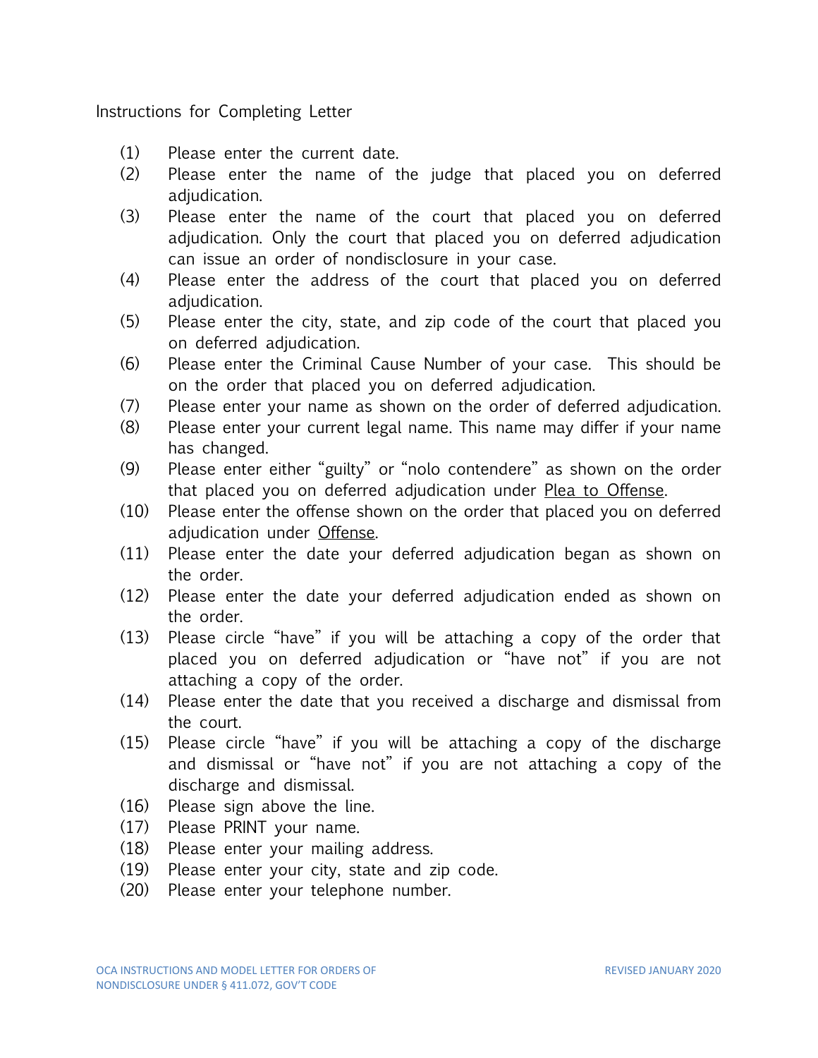Instructions for Completing Letter

(1) Please enter the current date.

(2) Please enter the name of the judge that placed you on deferred adjudication.

(3) Please enter the name of the court that placed you on deferred adjudication. Only the court that placed you on deferred adjudication can issue an order of nondisclosure in your case.

(4) Please enter the address of the court that placed you on deferred adjudication.

(5) Please enter the city, state, and zip code of the court that placed you on deferred adjudication.

(6) Please enter the Criminal Cause Number of your case. This should be on the order that placed you on deferred adjudication.

(7) Please enter your name as shown on the order of deferred adjudication.

(8) Please enter your current legal name. This name may differ if your name has changed.

(9) Please enter either "guilty" or "nolo contendere" as shown on the order that placed you on deferred adjudication under <u>Plea to Offense</u>.

(10) Please enter the offense shown on the order that placed you on deferred adjudication under <u>Offense</u>.

(11) Please enter the date your deferred adjudication began as shown on the order.

(12) Please enter the date your deferred adjudication ended as shown on the order.

(13) Please circle "have" if you will be attaching a copy of the order that placed you on deferred adjudication or "have not" if you are not attaching a copy of the order.

(14) Please enter the date that you received a discharge and dismissal from the court.

(15) Please circle "have" if you will be attaching a copy of the discharge and dismissal or "have not" if you are not attaching a copy of the discharge and dismissal.

(16) Please sign above the line.

(17) Please PRINT your name.

(18) Please enter your mailing address.

(19) Please enter your city, state and zip code.

(20) Please enter your telephone number.